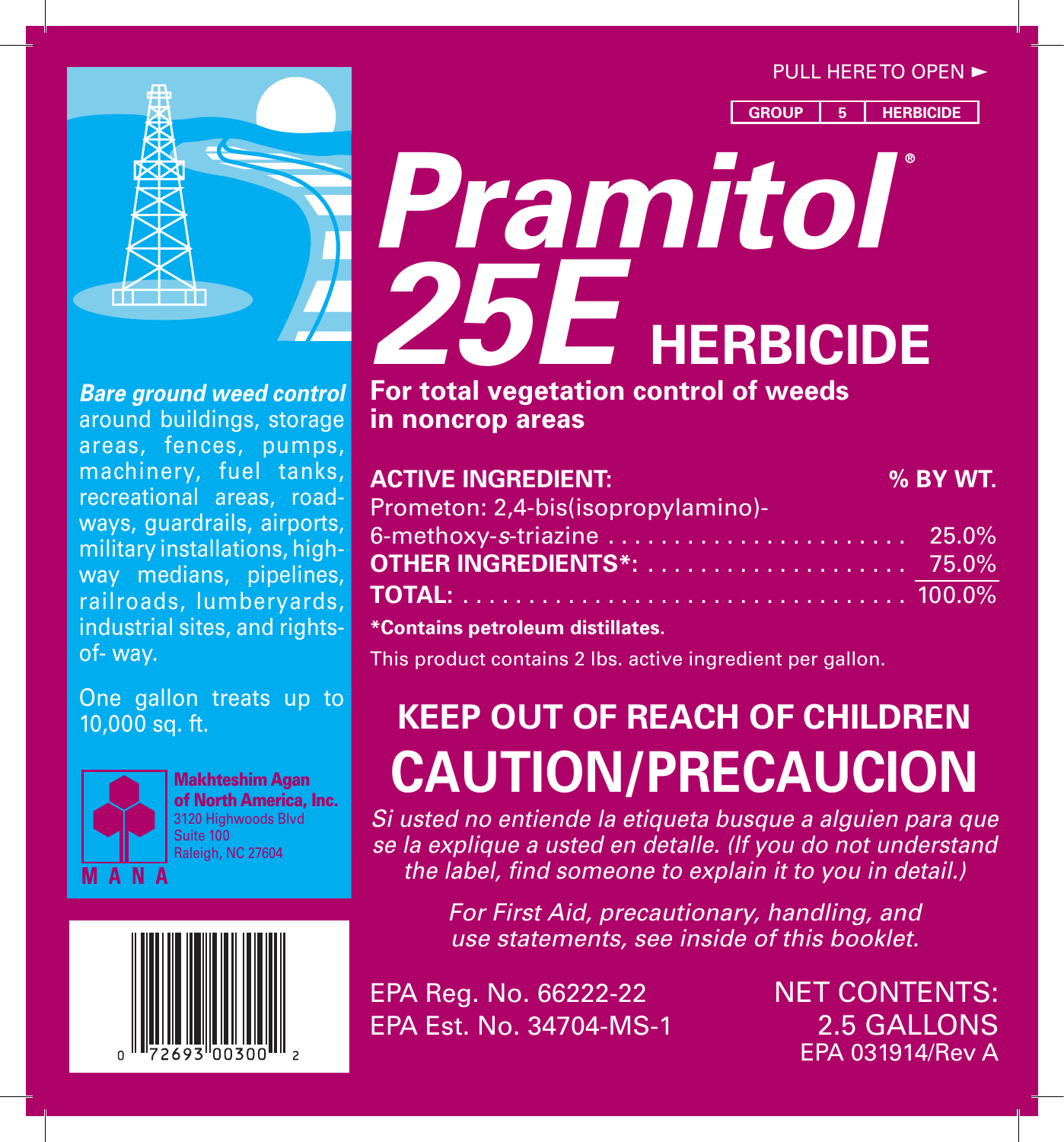PULL HERE TO OPEN ►

| GROUP | 5 | HERBICIDE |
|---|---|---|

# Pramitol® 25E HERBICIDE

**For total vegetation control of weeds in noncrop areas**

***Bare ground weed control*** around buildings, storage areas, fences, pumps, machinery, fuel tanks, recreational areas, roadways, guardrails, airports, military installations, highway medians, pipelines, railroads, lumberyards, industrial sites, and rights-of-way.

One gallon treats up to 10,000 sq. ft.

| **ACTIVE INGREDIENT:** | **% BY WT.** |
|---|---|
| Prometon: 2,4-bis(isopropylamino)-6-methoxy-*s*-triazine | 25.0% |
| **OTHER INGREDIENTS*:** | 75.0% |
| **TOTAL:** | 100.0% |

**\*Contains petroleum distillates.**

This product contains 2 lbs. active ingredient per gallon.

## KEEP OUT OF REACH OF CHILDREN

# CAUTION/PRECAUCION

*Si usted no entiende la etiqueta busque a alguien para que se la explique a usted en detalle. (If you do not understand the label, find someone to explain it to you in detail.)*

*For First Aid, precautionary, handling, and use statements, see inside of this booklet.*

**Makhteshim Agan of North America, Inc.**
3120 Highwoods Blvd
Suite 100
Raleigh, NC 27604

MANA

EPA Reg. No. 66222-22
EPA Est. No. 34704-MS-1

NET CONTENTS: 2.5 GALLONS

EPA 031914/Rev A

0 72693 00300 2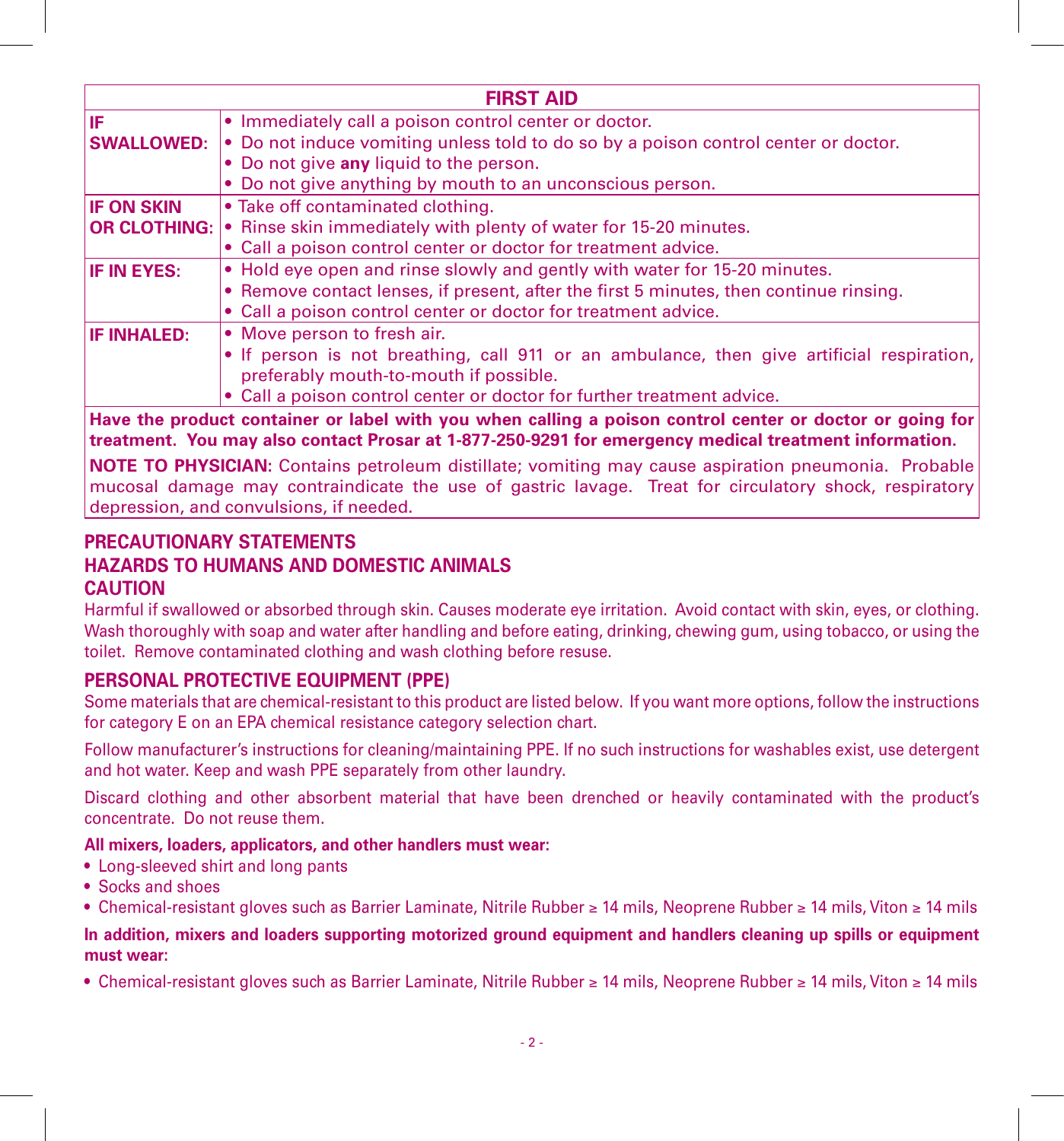| FIRST AID | |
|---|---|
| **IF SWALLOWED:** | • Immediately call a poison control center or doctor.<br>• Do not induce vomiting unless told to do so by a poison control center or doctor.<br>• Do not give **any** liquid to the person.<br>• Do not give anything by mouth to an unconscious person. |
| **IF ON SKIN OR CLOTHING:** | • Take off contaminated clothing.<br>• Rinse skin immediately with plenty of water for 15-20 minutes.<br>• Call a poison control center or doctor for treatment advice. |
| **IF IN EYES:** | • Hold eye open and rinse slowly and gently with water for 15-20 minutes.<br>• Remove contact lenses, if present, after the first 5 minutes, then continue rinsing.<br>• Call a poison control center or doctor for treatment advice. |
| **IF INHALED:** | • Move person to fresh air.<br>• If person is not breathing, call 911 or an ambulance, then give artificial respiration, preferably mouth-to-mouth if possible.<br>• Call a poison control center or doctor for further treatment advice. |
| **Have the product container or label with you when calling a poison control center or doctor or going for treatment. You may also contact Prosar at 1-877-250-9291 for emergency medical treatment information.** | |
| **NOTE TO PHYSICIAN:** Contains petroleum distillate; vomiting may cause aspiration pneumonia. Probable mucosal damage may contraindicate the use of gastric lavage. Treat for circulatory shock, respiratory depression, and convulsions, if needed. | |

## PRECAUTIONARY STATEMENTS

## HAZARDS TO HUMANS AND DOMESTIC ANIMALS

### CAUTION

Harmful if swallowed or absorbed through skin. Causes moderate eye irritation. Avoid contact with skin, eyes, or clothing. Wash thoroughly with soap and water after handling and before eating, drinking, chewing gum, using tobacco, or using the toilet. Remove contaminated clothing and wash clothing before resuse.

### PERSONAL PROTECTIVE EQUIPMENT (PPE)

Some materials that are chemical-resistant to this product are listed below. If you want more options, follow the instructions for category E on an EPA chemical resistance category selection chart.

Follow manufacturer's instructions for cleaning/maintaining PPE. If no such instructions for washables exist, use detergent and hot water. Keep and wash PPE separately from other laundry.

Discard clothing and other absorbent material that have been drenched or heavily contaminated with the product's concentrate. Do not reuse them.

**All mixers, loaders, applicators, and other handlers must wear:**

- Long-sleeved shirt and long pants
- Socks and shoes
- Chemical-resistant gloves such as Barrier Laminate, Nitrile Rubber ≥ 14 mils, Neoprene Rubber ≥ 14 mils, Viton ≥ 14 mils

**In addition, mixers and loaders supporting motorized ground equipment and handlers cleaning up spills or equipment must wear:**

- Chemical-resistant gloves such as Barrier Laminate, Nitrile Rubber ≥ 14 mils, Neoprene Rubber ≥ 14 mils, Viton ≥ 14 mils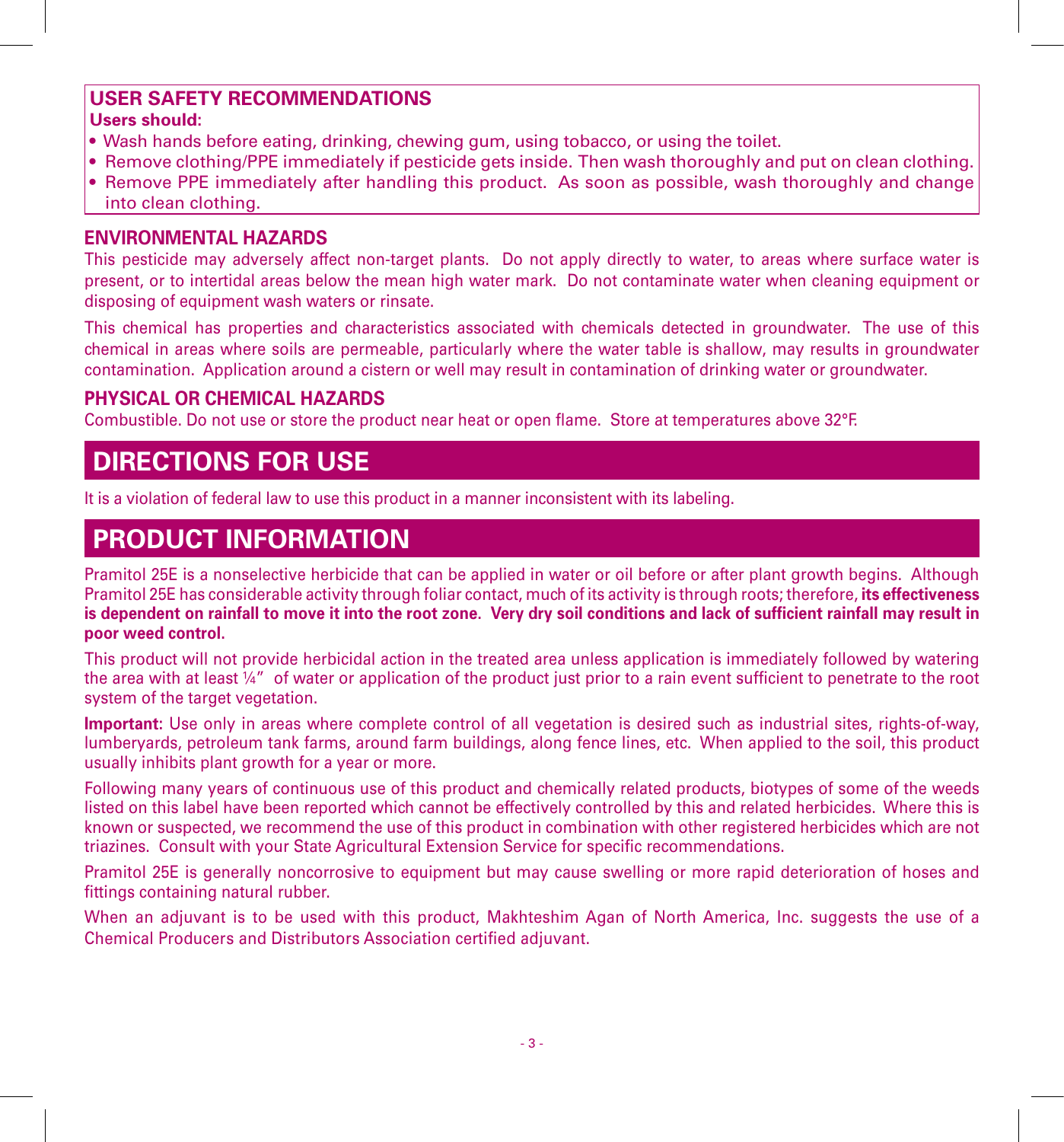## USER SAFETY RECOMMENDATIONS

**Users should:**

- Wash hands before eating, drinking, chewing gum, using tobacco, or using the toilet.
- Remove clothing/PPE immediately if pesticide gets inside. Then wash thoroughly and put on clean clothing.
- Remove PPE immediately after handling this product. As soon as possible, wash thoroughly and change into clean clothing.

## ENVIRONMENTAL HAZARDS

This pesticide may adversely affect non-target plants. Do not apply directly to water, to areas where surface water is present, or to intertidal areas below the mean high water mark. Do not contaminate water when cleaning equipment or disposing of equipment wash waters or rinsate.

This chemical has properties and characteristics associated with chemicals detected in groundwater. The use of this chemical in areas where soils are permeable, particularly where the water table is shallow, may results in groundwater contamination. Application around a cistern or well may result in contamination of drinking water or groundwater.

## PHYSICAL OR CHEMICAL HAZARDS

Combustible. Do not use or store the product near heat or open flame. Store at temperatures above 32°F.

# DIRECTIONS FOR USE

It is a violation of federal law to use this product in a manner inconsistent with its labeling.

# PRODUCT INFORMATION

Pramitol 25E is a nonselective herbicide that can be applied in water or oil before or after plant growth begins. Although Pramitol 25E has considerable activity through foliar contact, much of its activity is through roots; therefore, **its effectiveness is dependent on rainfall to move it into the root zone. Very dry soil conditions and lack of sufficient rainfall may result in poor weed control.**

This product will not provide herbicidal action in the treated area unless application is immediately followed by watering the area with at least ¼" of water or application of the product just prior to a rain event sufficient to penetrate to the root system of the target vegetation.

**Important:** Use only in areas where complete control of all vegetation is desired such as industrial sites, rights-of-way, lumberyards, petroleum tank farms, around farm buildings, along fence lines, etc. When applied to the soil, this product usually inhibits plant growth for a year or more.

Following many years of continuous use of this product and chemically related products, biotypes of some of the weeds listed on this label have been reported which cannot be effectively controlled by this and related herbicides. Where this is known or suspected, we recommend the use of this product in combination with other registered herbicides which are not triazines. Consult with your State Agricultural Extension Service for specific recommendations.

Pramitol 25E is generally noncorrosive to equipment but may cause swelling or more rapid deterioration of hoses and fittings containing natural rubber.

When an adjuvant is to be used with this product, Makhteshim Agan of North America, Inc. suggests the use of a Chemical Producers and Distributors Association certified adjuvant.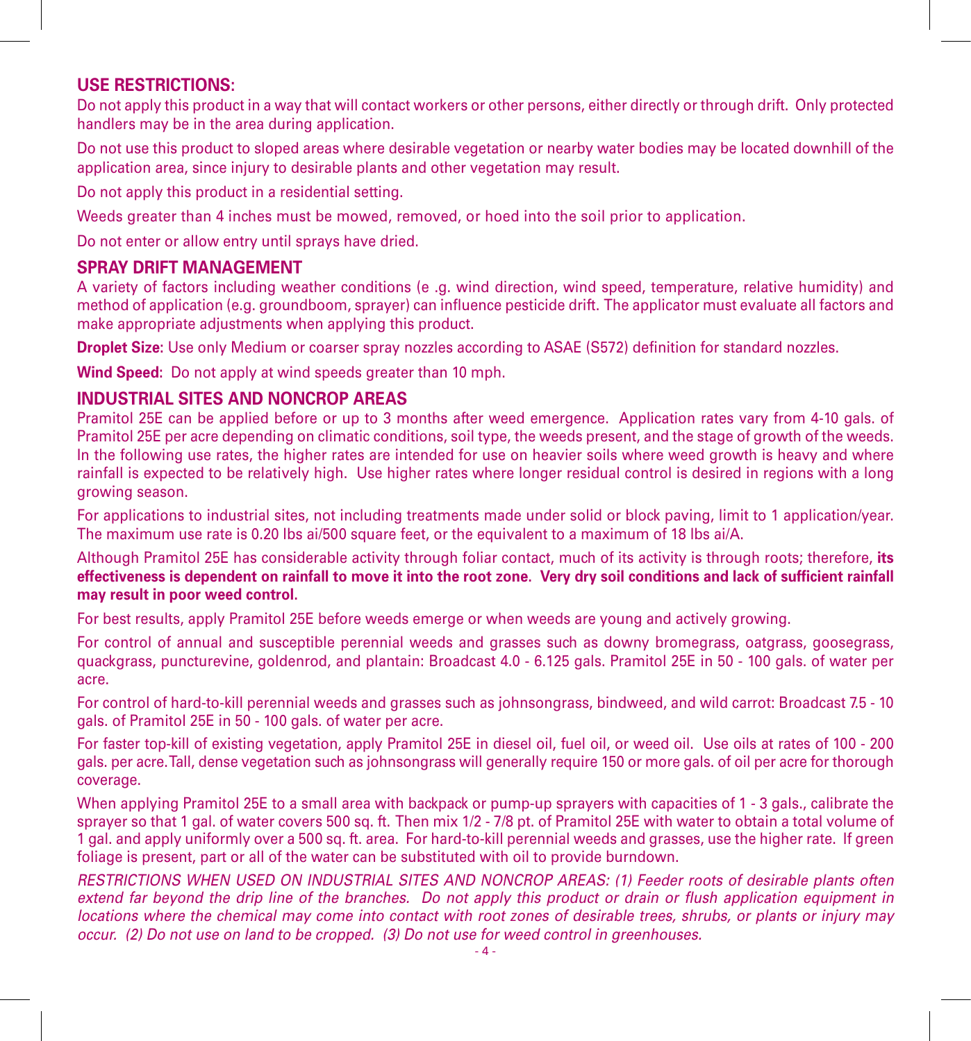## USE RESTRICTIONS:

Do not apply this product in a way that will contact workers or other persons, either directly or through drift. Only protected handlers may be in the area during application.

Do not use this product to sloped areas where desirable vegetation or nearby water bodies may be located downhill of the application area, since injury to desirable plants and other vegetation may result.

Do not apply this product in a residential setting.

Weeds greater than 4 inches must be mowed, removed, or hoed into the soil prior to application.

Do not enter or allow entry until sprays have dried.

## SPRAY DRIFT MANAGEMENT

A variety of factors including weather conditions (e .g. wind direction, wind speed, temperature, relative humidity) and method of application (e.g. groundboom, sprayer) can influence pesticide drift. The applicator must evaluate all factors and make appropriate adjustments when applying this product.

**Droplet Size**: Use only Medium or coarser spray nozzles according to ASAE (S572) definition for standard nozzles.

**Wind Speed**: Do not apply at wind speeds greater than 10 mph.

## INDUSTRIAL SITES AND NONCROP AREAS

Pramitol 25E can be applied before or up to 3 months after weed emergence. Application rates vary from 4-10 gals. of Pramitol 25E per acre depending on climatic conditions, soil type, the weeds present, and the stage of growth of the weeds. In the following use rates, the higher rates are intended for use on heavier soils where weed growth is heavy and where rainfall is expected to be relatively high. Use higher rates where longer residual control is desired in regions with a long growing season.

For applications to industrial sites, not including treatments made under solid or block paving, limit to 1 application/year. The maximum use rate is 0.20 lbs ai/500 square feet, or the equivalent to a maximum of 18 lbs ai/A.

Although Pramitol 25E has considerable activity through foliar contact, much of its activity is through roots; therefore, **its effectiveness is dependent on rainfall to move it into the root zone. Very dry soil conditions and lack of sufficient rainfall may result in poor weed control.**

For best results, apply Pramitol 25E before weeds emerge or when weeds are young and actively growing.

For control of annual and susceptible perennial weeds and grasses such as downy bromegrass, oatgrass, goosegrass, quackgrass, puncturevine, goldenrod, and plantain: Broadcast 4.0 - 6.125 gals. Pramitol 25E in 50 - 100 gals. of water per acre.

For control of hard-to-kill perennial weeds and grasses such as johnsongrass, bindweed, and wild carrot: Broadcast 7.5 - 10 gals. of Pramitol 25E in 50 - 100 gals. of water per acre.

For faster top-kill of existing vegetation, apply Pramitol 25E in diesel oil, fuel oil, or weed oil. Use oils at rates of 100 - 200 gals. per acre.Tall, dense vegetation such as johnsongrass will generally require 150 or more gals. of oil per acre for thorough coverage.

When applying Pramitol 25E to a small area with backpack or pump-up sprayers with capacities of 1 - 3 gals., calibrate the sprayer so that 1 gal. of water covers 500 sq. ft. Then mix 1/2 - 7/8 pt. of Pramitol 25E with water to obtain a total volume of 1 gal. and apply uniformly over a 500 sq. ft. area. For hard-to-kill perennial weeds and grasses, use the higher rate. If green foliage is present, part or all of the water can be substituted with oil to provide burndown.

*RESTRICTIONS WHEN USED ON INDUSTRIAL SITES AND NONCROP AREAS: (1) Feeder roots of desirable plants often extend far beyond the drip line of the branches. Do not apply this product or drain or flush application equipment in locations where the chemical may come into contact with root zones of desirable trees, shrubs, or plants or injury may occur. (2) Do not use on land to be cropped. (3) Do not use for weed control in greenhouses.*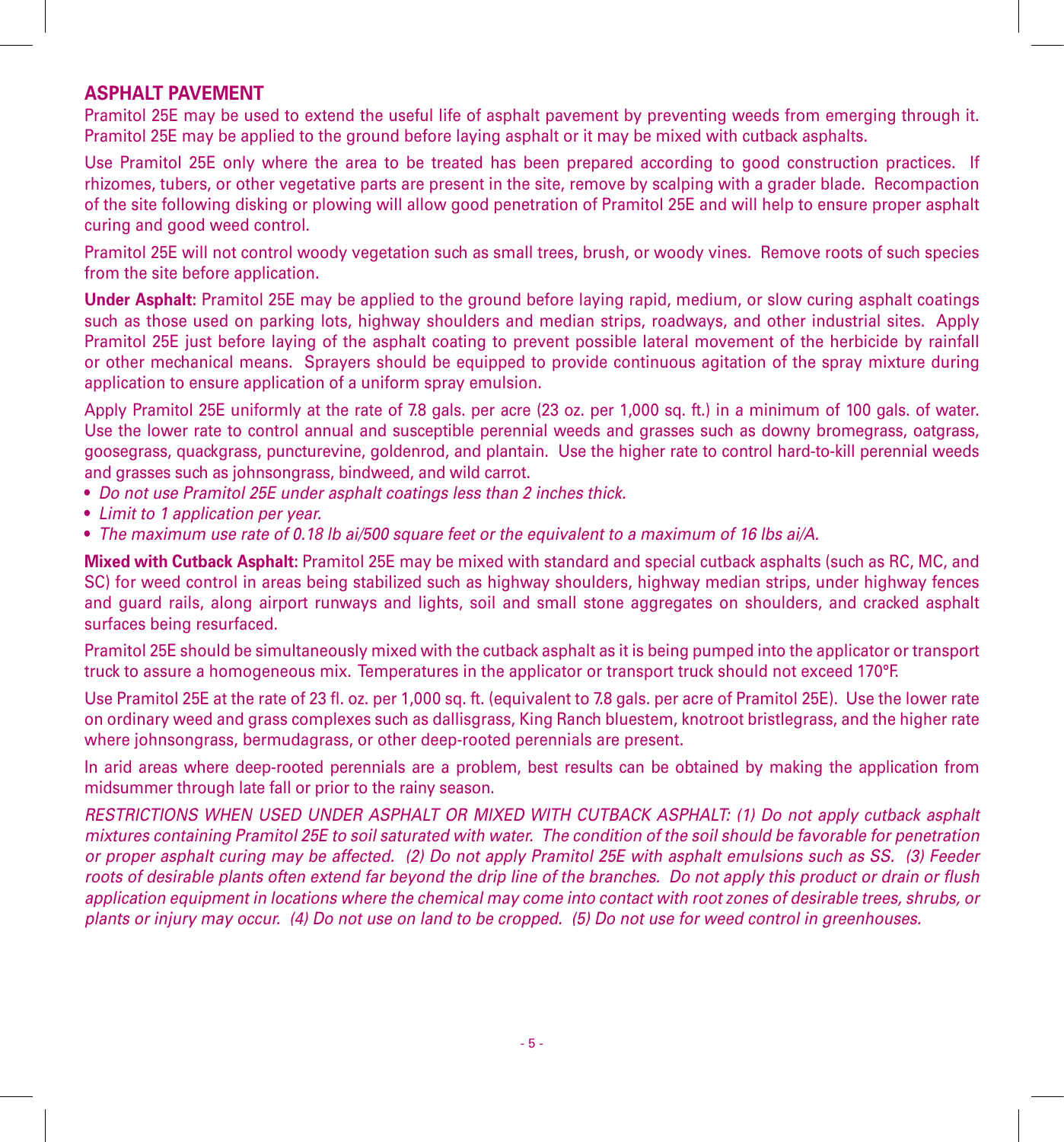## ASPHALT PAVEMENT

Pramitol 25E may be used to extend the useful life of asphalt pavement by preventing weeds from emerging through it. Pramitol 25E may be applied to the ground before laying asphalt or it may be mixed with cutback asphalts.

Use Pramitol 25E only where the area to be treated has been prepared according to good construction practices. If rhizomes, tubers, or other vegetative parts are present in the site, remove by scalping with a grader blade. Recompaction of the site following disking or plowing will allow good penetration of Pramitol 25E and will help to ensure proper asphalt curing and good weed control.

Pramitol 25E will not control woody vegetation such as small trees, brush, or woody vines. Remove roots of such species from the site before application.

**Under Asphalt:** Pramitol 25E may be applied to the ground before laying rapid, medium, or slow curing asphalt coatings such as those used on parking lots, highway shoulders and median strips, roadways, and other industrial sites. Apply Pramitol 25E just before laying of the asphalt coating to prevent possible lateral movement of the herbicide by rainfall or other mechanical means. Sprayers should be equipped to provide continuous agitation of the spray mixture during application to ensure application of a uniform spray emulsion.

Apply Pramitol 25E uniformly at the rate of 7.8 gals. per acre (23 oz. per 1,000 sq. ft.) in a minimum of 100 gals. of water. Use the lower rate to control annual and susceptible perennial weeds and grasses such as downy bromegrass, oatgrass, goosegrass, quackgrass, puncturevine, goldenrod, and plantain. Use the higher rate to control hard-to-kill perennial weeds and grasses such as johnsongrass, bindweed, and wild carrot.

- *Do not use Pramitol 25E under asphalt coatings less than 2 inches thick.*
- *Limit to 1 application per year.*
- *The maximum use rate of 0.18 lb ai/500 square feet or the equivalent to a maximum of 16 lbs ai/A.*

**Mixed with Cutback Asphalt:** Pramitol 25E may be mixed with standard and special cutback asphalts (such as RC, MC, and SC) for weed control in areas being stabilized such as highway shoulders, highway median strips, under highway fences and guard rails, along airport runways and lights, soil and small stone aggregates on shoulders, and cracked asphalt surfaces being resurfaced.

Pramitol 25E should be simultaneously mixed with the cutback asphalt as it is being pumped into the applicator or transport truck to assure a homogeneous mix. Temperatures in the applicator or transport truck should not exceed 170°F.

Use Pramitol 25E at the rate of 23 fl. oz. per 1,000 sq. ft. (equivalent to 7.8 gals. per acre of Pramitol 25E). Use the lower rate on ordinary weed and grass complexes such as dallisgrass, King Ranch bluestem, knotroot bristlegrass, and the higher rate where johnsongrass, bermudagrass, or other deep-rooted perennials are present.

In arid areas where deep-rooted perennials are a problem, best results can be obtained by making the application from midsummer through late fall or prior to the rainy season.

*RESTRICTIONS WHEN USED UNDER ASPHALT OR MIXED WITH CUTBACK ASPHALT: (1) Do not apply cutback asphalt mixtures containing Pramitol 25E to soil saturated with water. The condition of the soil should be favorable for penetration or proper asphalt curing may be affected. (2) Do not apply Pramitol 25E with asphalt emulsions such as SS. (3) Feeder roots of desirable plants often extend far beyond the drip line of the branches. Do not apply this product or drain or flush application equipment in locations where the chemical may come into contact with root zones of desirable trees, shrubs, or plants or injury may occur. (4) Do not use on land to be cropped. (5) Do not use for weed control in greenhouses.*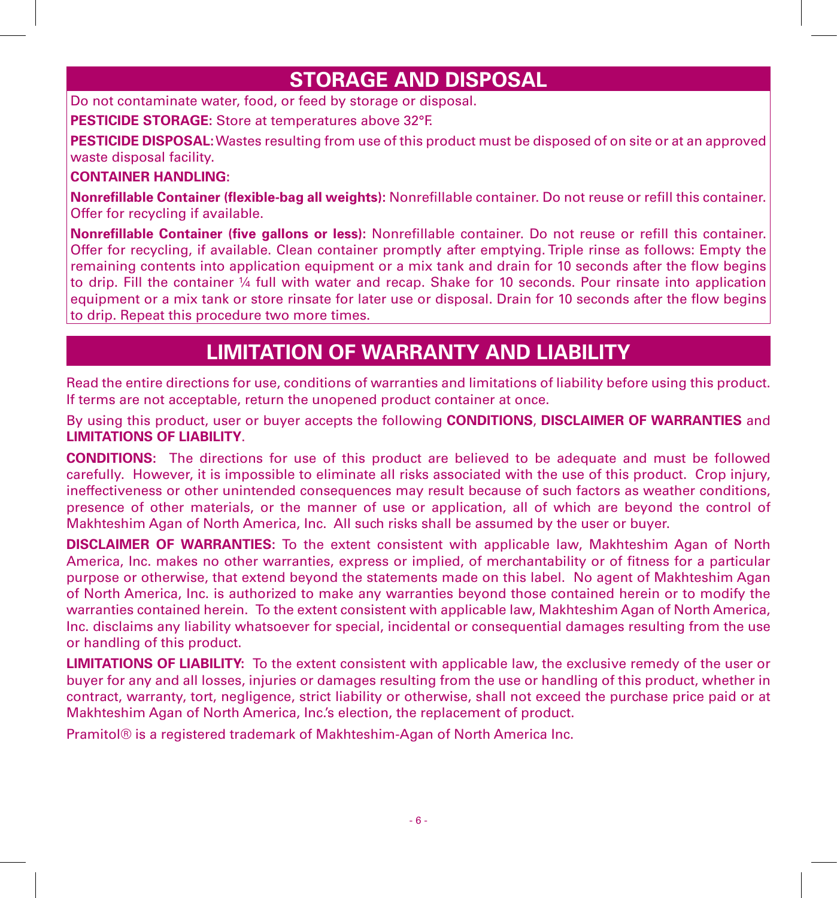## STORAGE AND DISPOSAL

Do not contaminate water, food, or feed by storage or disposal.

**PESTICIDE STORAGE:** Store at temperatures above 32°F.

**PESTICIDE DISPOSAL:** Wastes resulting from use of this product must be disposed of on site or at an approved waste disposal facility.

**CONTAINER HANDLING:**

**Nonrefillable Container (flexible-bag all weights):** Nonrefillable container. Do not reuse or refill this container. Offer for recycling if available.

**Nonrefillable Container (five gallons or less):** Nonrefillable container. Do not reuse or refill this container. Offer for recycling, if available. Clean container promptly after emptying. Triple rinse as follows: Empty the remaining contents into application equipment or a mix tank and drain for 10 seconds after the flow begins to drip. Fill the container ¼ full with water and recap. Shake for 10 seconds. Pour rinsate into application equipment or a mix tank or store rinsate for later use or disposal. Drain for 10 seconds after the flow begins to drip. Repeat this procedure two more times.

## LIMITATION OF WARRANTY AND LIABILITY

Read the entire directions for use, conditions of warranties and limitations of liability before using this product. If terms are not acceptable, return the unopened product container at once.

By using this product, user or buyer accepts the following **CONDITIONS**, **DISCLAIMER OF WARRANTIES** and **LIMITATIONS OF LIABILITY**.

**CONDITIONS:** The directions for use of this product are believed to be adequate and must be followed carefully. However, it is impossible to eliminate all risks associated with the use of this product. Crop injury, ineffectiveness or other unintended consequences may result because of such factors as weather conditions, presence of other materials, or the manner of use or application, all of which are beyond the control of Makhteshim Agan of North America, Inc. All such risks shall be assumed by the user or buyer.

**DISCLAIMER OF WARRANTIES:** To the extent consistent with applicable law, Makhteshim Agan of North America, Inc. makes no other warranties, express or implied, of merchantability or of fitness for a particular purpose or otherwise, that extend beyond the statements made on this label. No agent of Makhteshim Agan of North America, Inc. is authorized to make any warranties beyond those contained herein or to modify the warranties contained herein. To the extent consistent with applicable law, Makhteshim Agan of North America, Inc. disclaims any liability whatsoever for special, incidental or consequential damages resulting from the use or handling of this product.

**LIMITATIONS OF LIABILITY:** To the extent consistent with applicable law, the exclusive remedy of the user or buyer for any and all losses, injuries or damages resulting from the use or handling of this product, whether in contract, warranty, tort, negligence, strict liability or otherwise, shall not exceed the purchase price paid or at Makhteshim Agan of North America, Inc.'s election, the replacement of product.

Pramitol® is a registered trademark of Makhteshim-Agan of North America Inc.